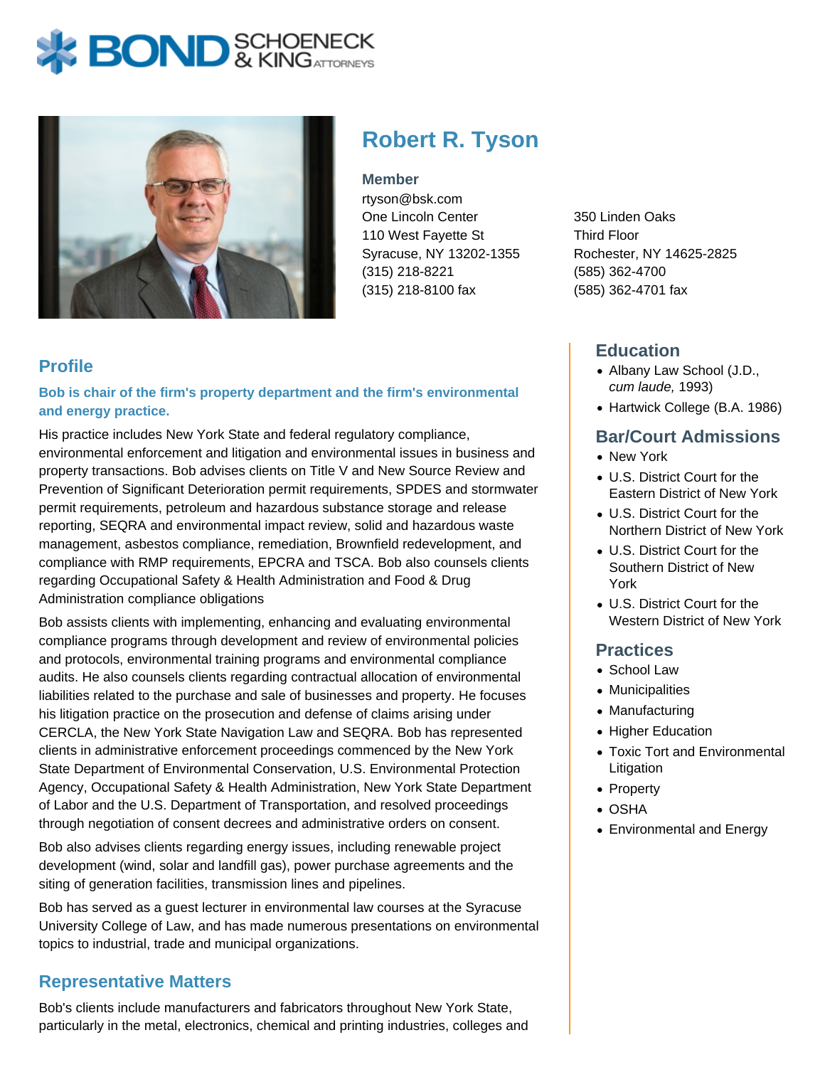# Robert R. Tyson

**Member**

rtyson@bsk.com

One Lincoln Center
110 West Fayette St
Syracuse, NY 13202-1355
(315) 218-8221
(315) 218-8100 fax

350 Linden Oaks
Third Floor
Rochester, NY 14625-2825
(585) 362-4700
(585) 362-4701 fax

## Profile

**Bob is chair of the firm's property department and the firm's environmental and energy practice.**

His practice includes New York State and federal regulatory compliance, environmental enforcement and litigation and environmental issues in business and property transactions. Bob advises clients on Title V and New Source Review and Prevention of Significant Deterioration permit requirements, SPDES and stormwater permit requirements, petroleum and hazardous substance storage and release reporting, SEQRA and environmental impact review, solid and hazardous waste management, asbestos compliance, remediation, Brownfield redevelopment, and compliance with RMP requirements, EPCRA and TSCA. Bob also counsels clients regarding Occupational Safety & Health Administration and Food & Drug Administration compliance obligations

Bob assists clients with implementing, enhancing and evaluating environmental compliance programs through development and review of environmental policies and protocols, environmental training programs and environmental compliance audits. He also counsels clients regarding contractual allocation of environmental liabilities related to the purchase and sale of businesses and property. He focuses his litigation practice on the prosecution and defense of claims arising under CERCLA, the New York State Navigation Law and SEQRA. Bob has represented clients in administrative enforcement proceedings commenced by the New York State Department of Environmental Conservation, U.S. Environmental Protection Agency, Occupational Safety & Health Administration, New York State Department of Labor and the U.S. Department of Transportation, and resolved proceedings through negotiation of consent decrees and administrative orders on consent.

Bob also advises clients regarding energy issues, including renewable project development (wind, solar and landfill gas), power purchase agreements and the siting of generation facilities, transmission lines and pipelines.

Bob has served as a guest lecturer in environmental law courses at the Syracuse University College of Law, and has made numerous presentations on environmental topics to industrial, trade and municipal organizations.

## Representative Matters

Bob's clients include manufacturers and fabricators throughout New York State, particularly in the metal, electronics, chemical and printing industries, colleges and

## Education

- Albany Law School (J.D., *cum laude,* 1993)
- Hartwick College (B.A. 1986)

## Bar/Court Admissions

- New York
- U.S. District Court for the Eastern District of New York
- U.S. District Court for the Northern District of New York
- U.S. District Court for the Southern District of New York
- U.S. District Court for the Western District of New York

## Practices

- School Law
- Municipalities
- Manufacturing
- Higher Education
- Toxic Tort and Environmental Litigation
- Property
- OSHA
- Environmental and Energy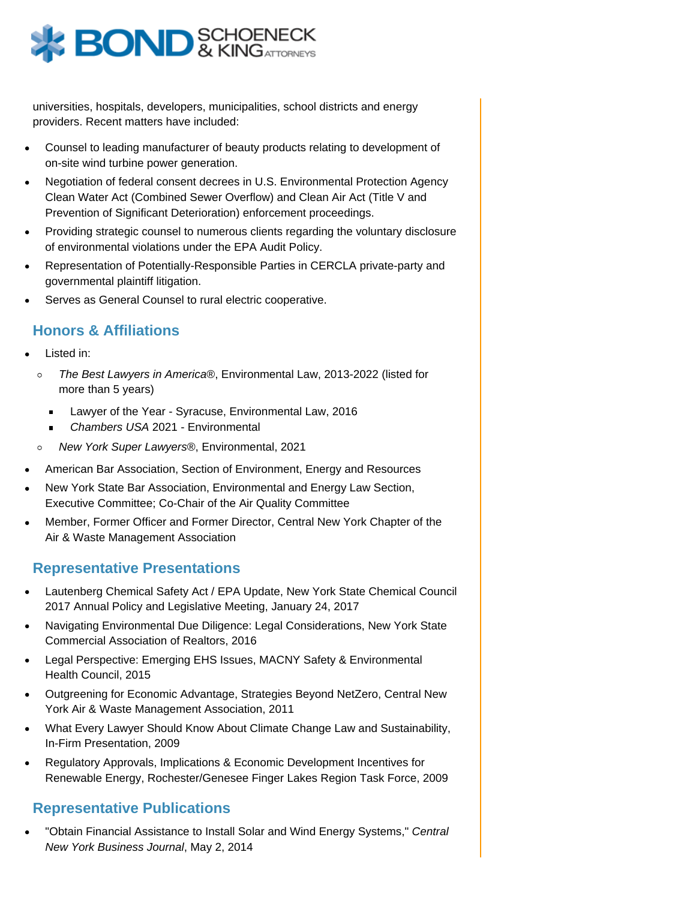universities, hospitals, developers, municipalities, school districts and energy providers. Recent matters have included:

- Counsel to leading manufacturer of beauty products relating to development of on-site wind turbine power generation.
- Negotiation of federal consent decrees in U.S. Environmental Protection Agency Clean Water Act (Combined Sewer Overflow) and Clean Air Act (Title V and Prevention of Significant Deterioration) enforcement proceedings.
- Providing strategic counsel to numerous clients regarding the voluntary disclosure of environmental violations under the EPA Audit Policy.
- Representation of Potentially-Responsible Parties in CERCLA private-party and governmental plaintiff litigation.
- Serves as General Counsel to rural electric cooperative.

## Honors & Affiliations

- Listed in:
  - *The Best Lawyers in America*®, Environmental Law, 2013-2022 (listed for more than 5 years)
    - Lawyer of the Year - Syracuse, Environmental Law, 2016
    - *Chambers USA* 2021 - Environmental
  - *New York Super Lawyers*®, Environmental, 2021
- American Bar Association, Section of Environment, Energy and Resources
- New York State Bar Association, Environmental and Energy Law Section, Executive Committee; Co-Chair of the Air Quality Committee
- Member, Former Officer and Former Director, Central New York Chapter of the Air & Waste Management Association

## Representative Presentations

- Lautenberg Chemical Safety Act / EPA Update, New York State Chemical Council 2017 Annual Policy and Legislative Meeting, January 24, 2017
- Navigating Environmental Due Diligence: Legal Considerations, New York State Commercial Association of Realtors, 2016
- Legal Perspective: Emerging EHS Issues, MACNY Safety & Environmental Health Council, 2015
- Outgreening for Economic Advantage, Strategies Beyond NetZero, Central New York Air & Waste Management Association, 2011
- What Every Lawyer Should Know About Climate Change Law and Sustainability, In-Firm Presentation, 2009
- Regulatory Approvals, Implications & Economic Development Incentives for Renewable Energy, Rochester/Genesee Finger Lakes Region Task Force, 2009

## Representative Publications

- "Obtain Financial Assistance to Install Solar and Wind Energy Systems," *Central New York Business Journal*, May 2, 2014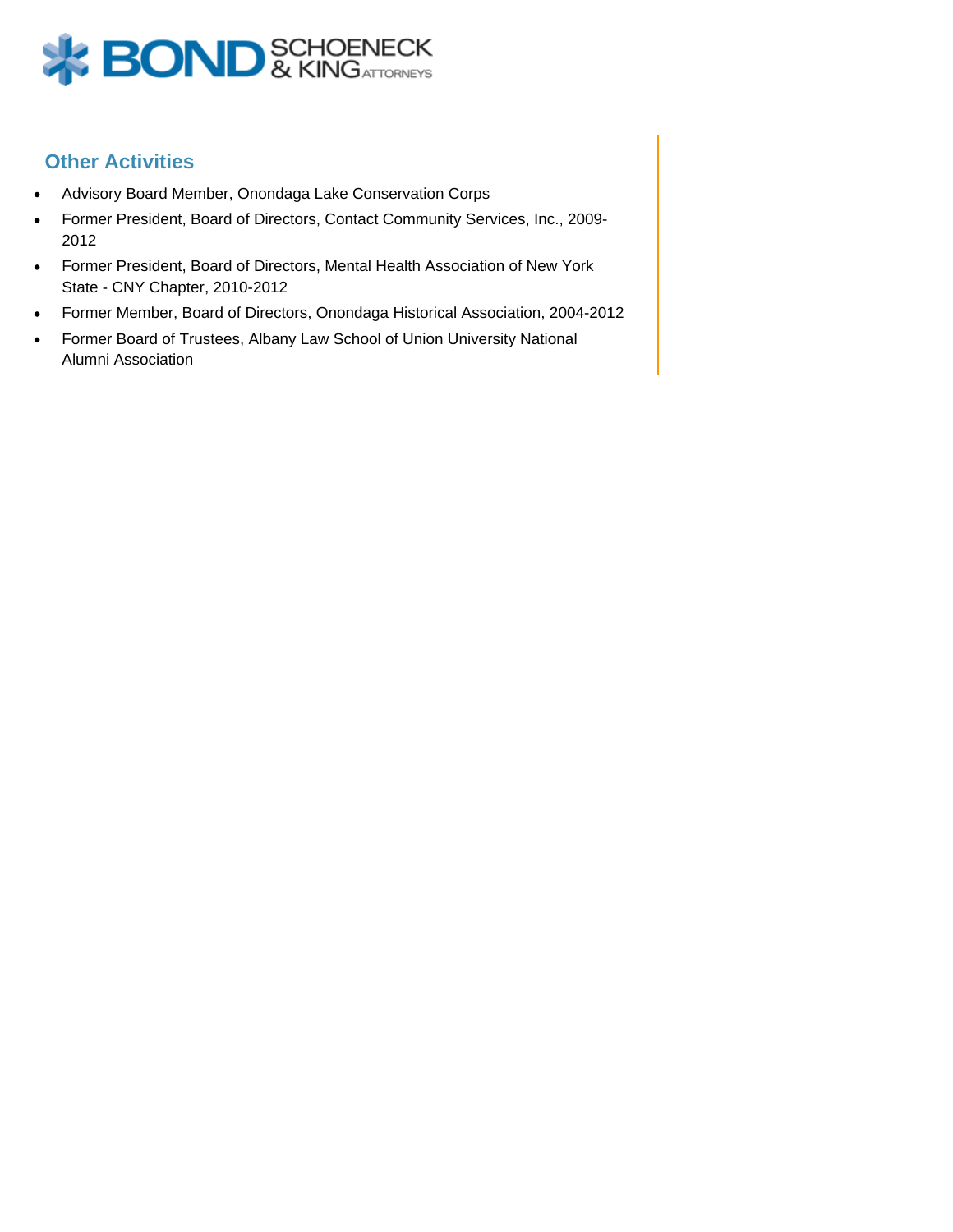## Other Activities

- Advisory Board Member, Onondaga Lake Conservation Corps
- Former President, Board of Directors, Contact Community Services, Inc., 2009-2012
- Former President, Board of Directors, Mental Health Association of New York State - CNY Chapter, 2010-2012
- Former Member, Board of Directors, Onondaga Historical Association, 2004-2012
- Former Board of Trustees, Albany Law School of Union University National Alumni Association